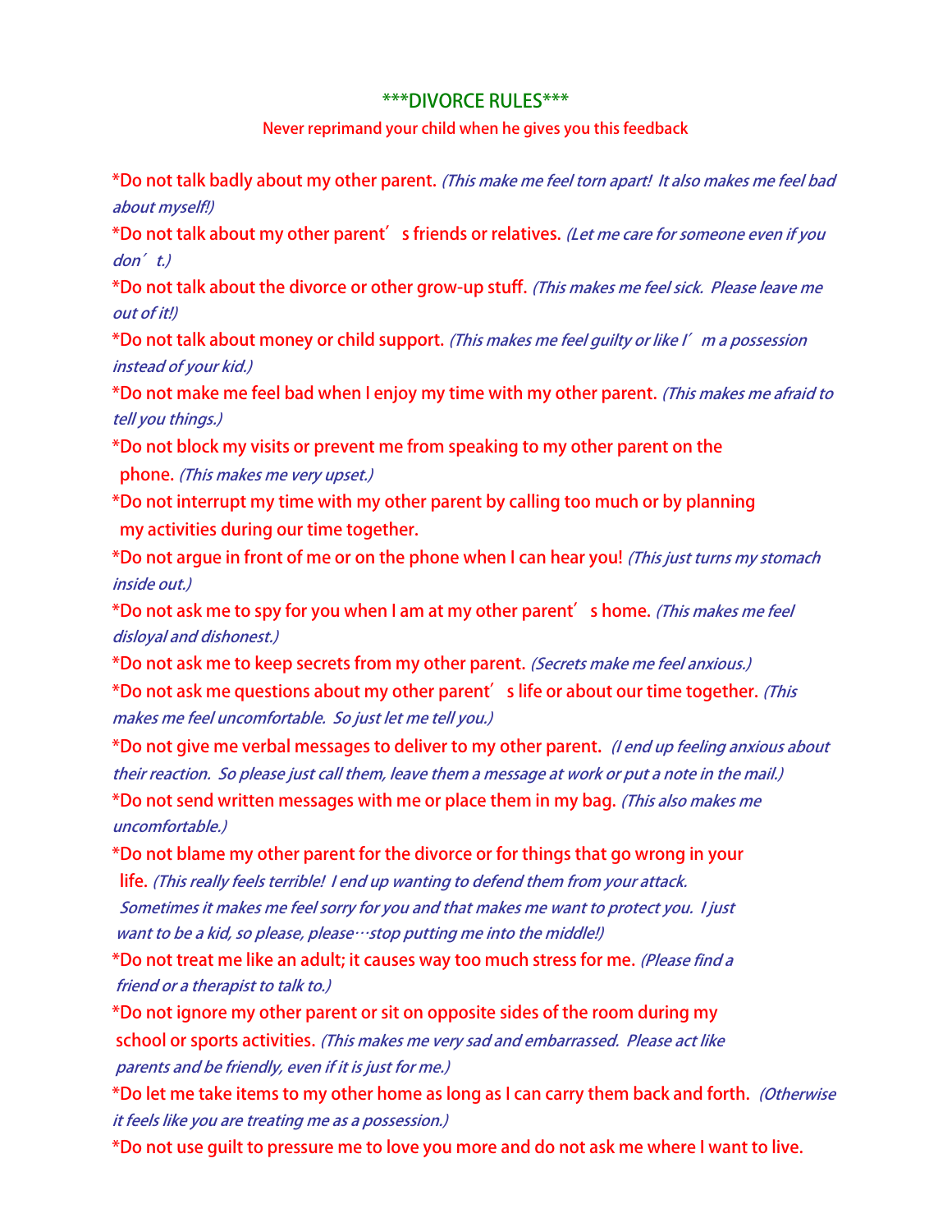# \*\*\*DIVORCE RULES\*\*\*

Never reprimand your child when he gives you this feedback

*Do not talk badly about my other parent. *(This make me feel torn apart! It also makes me feel bad about myself!)*

*Do not talk about my other parent's friends or relatives. *(Let me care for someone even if you don't.)*

*Do not talk about the divorce or other grow-up stuff. *(This makes me feel sick. Please leave me out of it!)*

*Do not talk about money or child support. *(This makes me feel guilty or like I'm a possession instead of your kid.)*

*Do not make me feel bad when I enjoy my time with my other parent. *(This makes me afraid to tell you things.)*

*Do not block my visits or prevent me from speaking to my other parent on the phone. *(This makes me very upset.)*

*Do not interrupt my time with my other parent by calling too much or by planning my activities during our time together.

*Do not argue in front of me or on the phone when I can hear you! *(This just turns my stomach inside out.)*

*Do not ask me to spy for you when I am at my other parent's home. *(This makes me feel disloyal and dishonest.)*

*Do not ask me to keep secrets from my other parent. *(Secrets make me feel anxious.)*

*Do not ask me questions about my other parent's life or about our time together. *(This makes me feel uncomfortable. So just let me tell you.)*

*Do not give me verbal messages to deliver to my other parent. *(I end up feeling anxious about their reaction. So please just call them, leave them a message at work or put a note in the mail.)*

*Do not send written messages with me or place them in my bag. *(This also makes me uncomfortable.)*

*Do not blame my other parent for the divorce or for things that go wrong in your life. *(This really feels terrible! I end up wanting to defend them from your attack. Sometimes it makes me feel sorry for you and that makes me want to protect you. I just want to be a kid, so please, please…stop putting me into the middle!)*

*Do not treat me like an adult; it causes way too much stress for me. *(Please find a friend or a therapist to talk to.)*

*Do not ignore my other parent or sit on opposite sides of the room during my school or sports activities. *(This makes me very sad and embarrassed. Please act like parents and be friendly, even if it is just for me.)*

*Do let me take items to my other home as long as I can carry them back and forth. *(Otherwise it feels like you are treating me as a possession.)*

*Do not use guilt to pressure me to love you more and do not ask me where I want to live.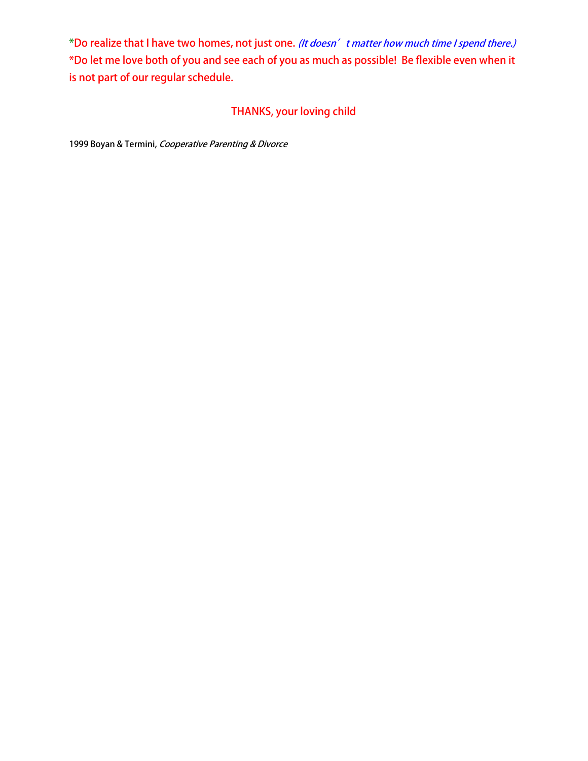*Do realize that I have two homes, not just one. *(It doesn't matter how much time I spend there.)*
*Do let me love both of you and see each of you as much as possible! Be flexible even when it is not part of our regular schedule.

THANKS, your loving child

1999 Boyan & Termini, *Cooperative Parenting & Divorce*